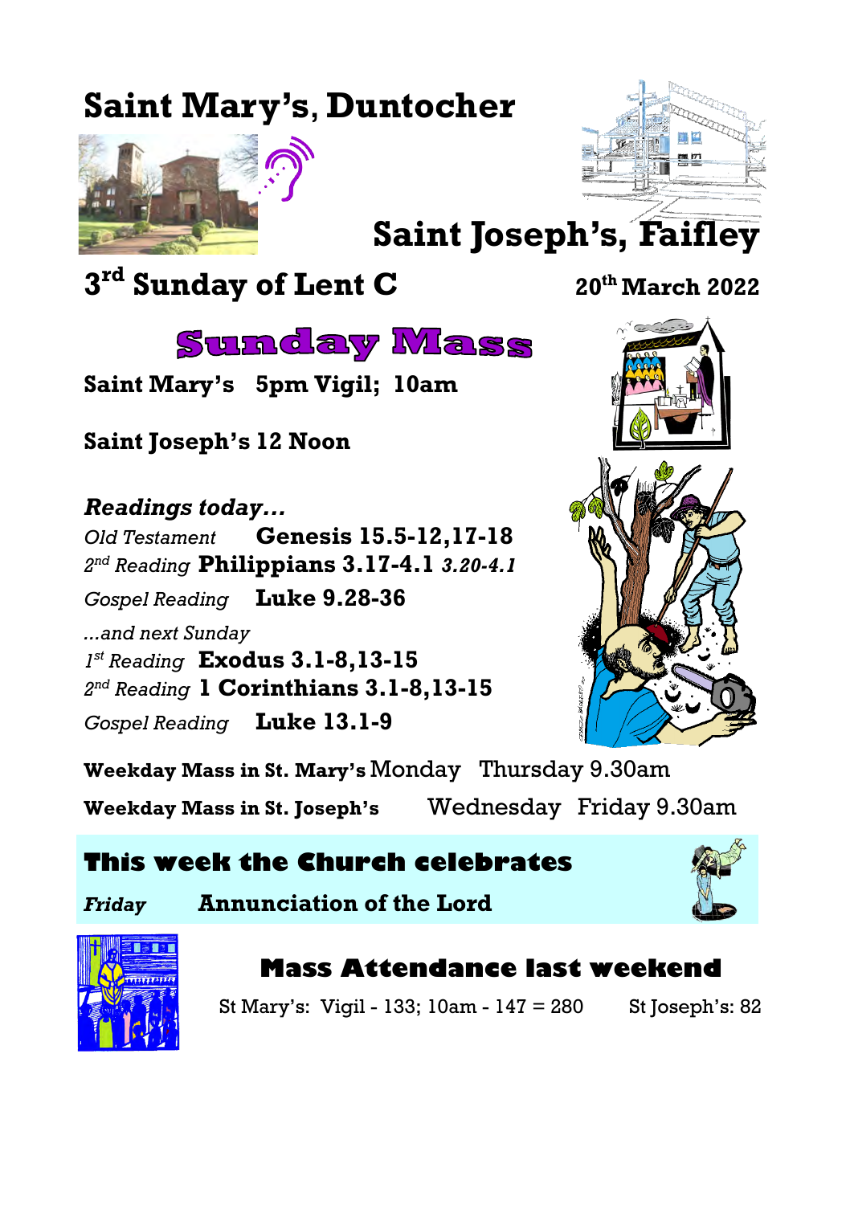# Saint Mary's, Duntocher

# Saint Joseph's, Faifley

## 3rd Sunday of Lent C

**20th March 2022**

## Sunday Mass

**Saint Mary's 5pm Vigil; 10am**

**Saint Joseph's 12 Noon**

***Readings today…***

*Old Testament* **Genesis 15.5-12,17-18**

*2nd Reading* **Philippians 3.17-4.1** ***3.20-4.1***

*Gospel Reading* **Luke 9.28-36**

*...and next Sunday*

*1st Reading* **Exodus 3.1-8,13-15**

*2nd Reading* **1 Corinthians 3.1-8,13-15**

*Gospel Reading* **Luke 13.1-9**

**Weekday Mass in St. Mary's** Monday Thursday 9.30am

**Weekday Mass in St. Joseph's** Wednesday Friday 9.30am

## This week the Church celebrates

***Friday*** **Annunciation of the Lord**

## Mass Attendance last weekend

St Mary's: Vigil - 133; 10am - 147 = 280 St Joseph's: 82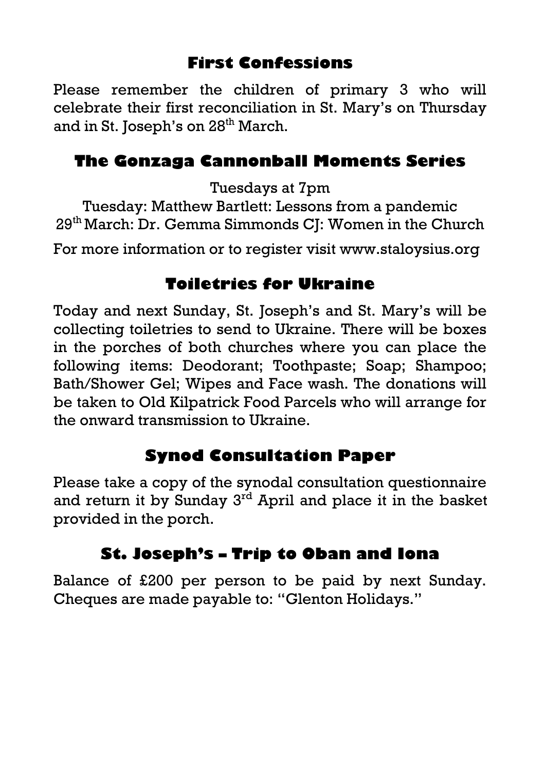## First Confessions

Please remember the children of primary 3 who will celebrate their first reconciliation in St. Mary's on Thursday and in St. Joseph's on 28th March.

## The Gonzaga Cannonball Moments Series

Tuesdays at 7pm

Tuesday: Matthew Bartlett: Lessons from a pandemic

29th March: Dr. Gemma Simmonds CJ: Women in the Church

For more information or to register visit www.staloysius.org

## Toiletries for Ukraine

Today and next Sunday, St. Joseph's and St. Mary's will be collecting toiletries to send to Ukraine. There will be boxes in the porches of both churches where you can place the following items: Deodorant; Toothpaste; Soap; Shampoo; Bath/Shower Gel; Wipes and Face wash. The donations will be taken to Old Kilpatrick Food Parcels who will arrange for the onward transmission to Ukraine.

## Synod Consultation Paper

Please take a copy of the synodal consultation questionnaire and return it by Sunday 3rd April and place it in the basket provided in the porch.

## St. Joseph's – Trip to Oban and Iona

Balance of £200 per person to be paid by next Sunday. Cheques are made payable to: "Glenton Holidays."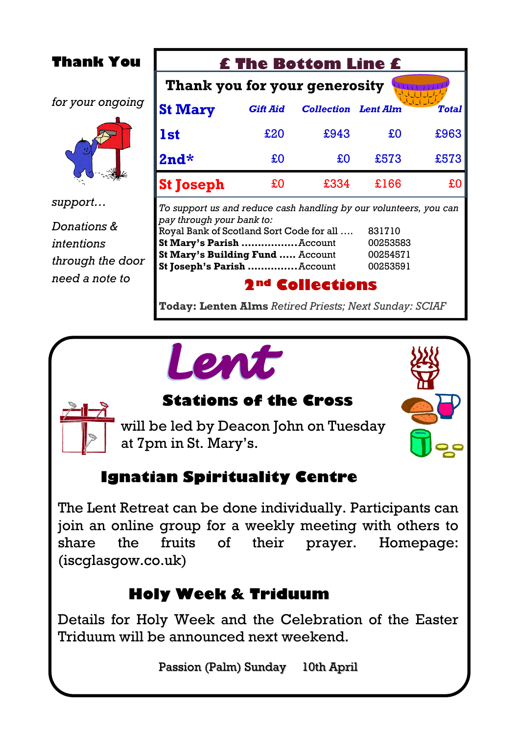## Thank You

*for your ongoing*

*support…*

*Donations & intentions through the door need a note to*

## £ The Bottom Line £

**Thank you for your generosity**

| St Mary | *Gift Aid* | *Collection* | *Lent Alm* | *Total* |
|---|---|---|---|---|
| **1st** | £20 | £943 | £0 | £963 |
| **2nd*** | £0 | £0 | £573 | £573 |
| **St Joseph** | £0 | £334 | £166 | £0 |

*To support us and reduce cash handling by our volunteers, you can pay through your bank to:*

Royal Bank of Scotland Sort Code for all …. 831710
**St Mary's Parish** ……………… Account 00253583
**St Mary's Building Fund** ….. Account 00254571
**St Joseph's Parish** …………… Account 00253591

## 2nd Collections

**Today: Lenten Alms** *Retired Priests; Next Sunday: SCIAF*

# Lent

## Stations of the Cross

will be led by Deacon John on Tuesday at 7pm in St. Mary's.

## Ignatian Spirituality Centre

The Lent Retreat can be done individually. Participants can join an online group for a weekly meeting with others to share the fruits of their prayer. Homepage: (iscglasgow.co.uk)

## Holy Week & Triduum

Details for Holy Week and the Celebration of the Easter Triduum will be announced next weekend.

Passion (Palm) Sunday 10th April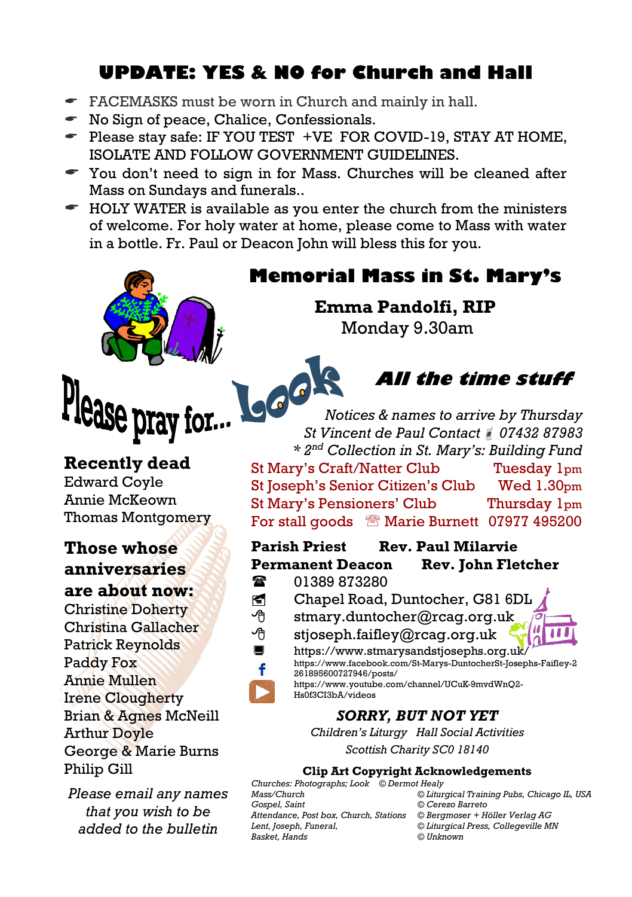# UPDATE: YES & NO for Church and Hall

- FACEMASKS must be worn in Church and mainly in hall.
- No Sign of peace, Chalice, Confessionals.
- Please stay safe: IF YOU TEST +VE FOR COVID-19, STAY AT HOME, ISOLATE AND FOLLOW GOVERNMENT GUIDELINES.
- You don't need to sign in for Mass. Churches will be cleaned after Mass on Sundays and funerals..
- HOLY WATER is available as you enter the church from the ministers of welcome. For holy water at home, please come to Mass with water in a bottle. Fr. Paul or Deacon John will bless this for you.

## Memorial Mass in St. Mary's

**Emma Pandolfi, RIP**
Monday 9.30am

## Please pray for...

### Recently dead

Edward Coyle
Annie McKeown
Thomas Montgomery

### Those whose anniversaries are about now:

Christine Doherty
Christina Gallacher
Patrick Reynolds
Paddy Fox
Annie Mullen
Irene Clougherty
Brian & Agnes McNeill
Arthur Doyle
George & Marie Burns
Philip Gill

*Please email any names that you wish to be added to the bulletin*

## Look — All the time stuff

*Notices & names to arrive by Thursday*
*St Vincent de Paul Contact 07432 87983*
*\* 2nd Collection in St. Mary's: Building Fund*

| | |
|---|---|
| St Mary's Craft/Natter Club | Tuesday 1pm |
| St Joseph's Senior Citizen's Club | Wed 1.30pm |
| St Mary's Pensioners' Club | Thursday 1pm |
| For stall goods ☏ Marie Burnett | 07977 495200 |

**Parish Priest** **Rev. Paul Milarvie**
**Permanent Deacon** **Rev. John Fletcher**

01389 873280
Chapel Road, Duntocher, G81 6DL
stmary.duntocher@rcag.org.uk
stjoseph.faifley@rcag.org.uk
https://www.stmarysandstjosephs.org.uk/
https://www.facebook.com/St-Marys-DuntocherSt-Josephs-Faifley-2261895600727946/posts/
https://www.youtube.com/channel/UCuK-9mvdWnQ2-Hs0f3CI3bA/videos

### *SORRY, BUT NOT YET*

*Children's Liturgy Hall Social Activities*
*Scottish Charity SC0 18140*

### Clip Art Copyright Acknowledgements

*Churches: Photographs; Look © Dermot Healy*

| | |
|---|---|
| *Mass/Church* | *© Liturgical Training Pubs, Chicago IL, USA* |
| *Gospel, Saint* | *© Cerezo Barreto* |
| *Attendance, Post box, Church, Stations* | *© Bergmoser + Höller Verlag AG* |
| *Lent, Joseph, Funeral,* | *© Liturgical Press, Collegeville MN* |
| *Basket, Hands* | *© Unknown* |